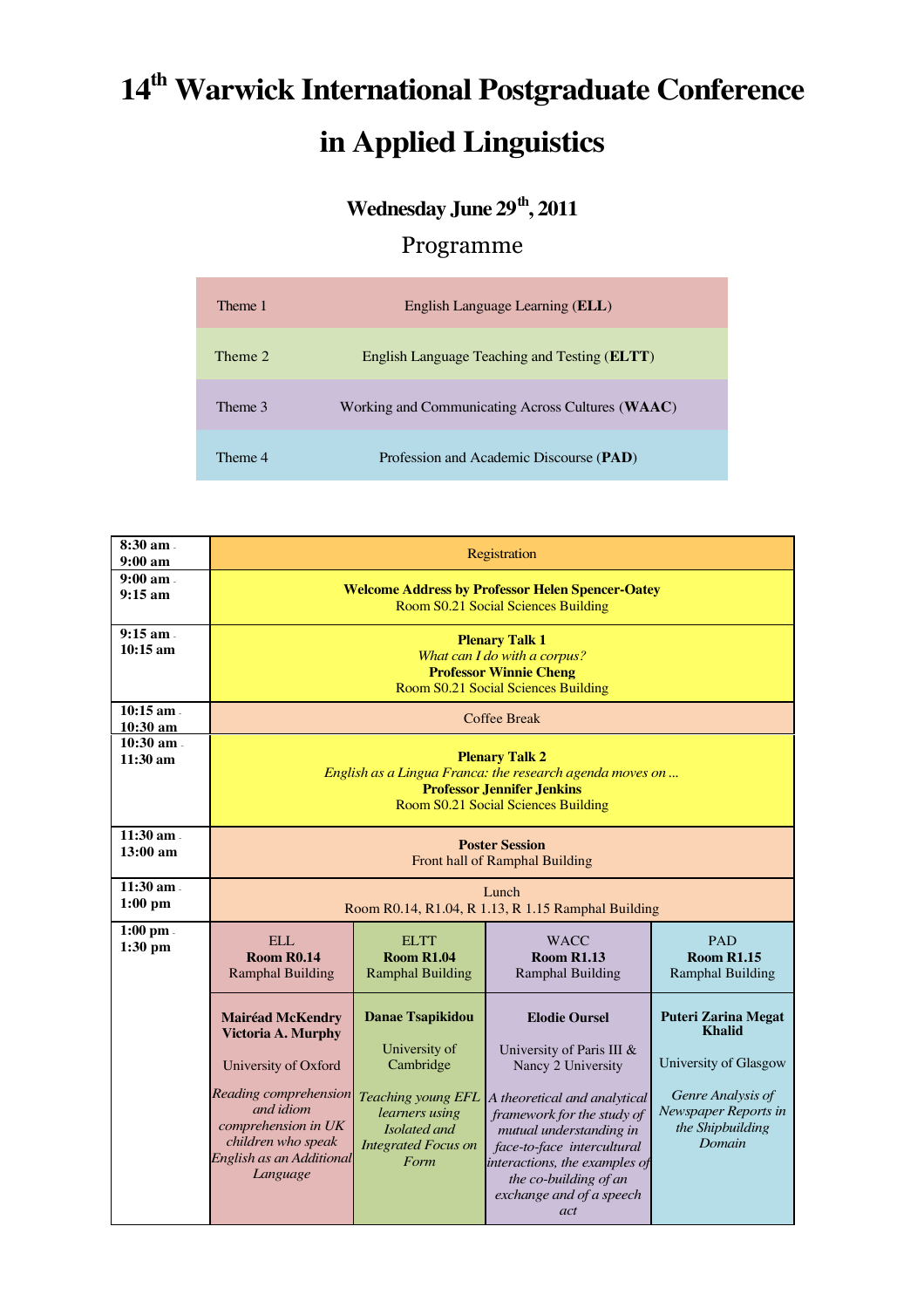# 14th Warwick International Postgraduate Conference in Applied Linguistics

## Wednesday June 29th, 2011

## Programme

| | |
|---|---|
| Theme 1 | English Language Learning (**ELL**) |
| Theme 2 | English Language Teaching and Testing (**ELTT**) |
| Theme 3 | Working and Communicating Across Cultures (**WAAC**) |
| Theme 4 | Profession and Academic Discourse (**PAD**) |

| Time | | | | |
|---|---|---|---|---|
| **8:30 am - 9:00 am** | Registration | | | |
| **9:00 am - 9:15 am** | **Welcome Address by Professor Helen Spencer-Oatey**<br>Room S0.21 Social Sciences Building | | | |
| **9:15 am - 10:15 am** | **Plenary Talk 1**<br>*What can I do with a corpus?*<br>**Professor Winnie Cheng**<br>Room S0.21 Social Sciences Building | | | |
| **10:15 am - 10:30 am** | Coffee Break | | | |
| **10:30 am - 11:30 am** | **Plenary Talk 2**<br>*English as a Lingua Franca: the research agenda moves on ...*<br>**Professor Jennifer Jenkins**<br>Room S0.21 Social Sciences Building | | | |
| **11:30 am - 13:00 am** | **Poster Session**<br>Front hall of Ramphal Building | | | |
| **11:30 am - 1:00 pm** | Lunch<br>Room R0.14, R1.04, R 1.13, R 1.15 Ramphal Building | | | |
| **1:00 pm - 1:30 pm** | ELL<br>**Room R0.14**<br>Ramphal Building | ELTT<br>**Room R1.04**<br>Ramphal Building | WACC<br>**Room R1.13**<br>Ramphal Building | PAD<br>**Room R1.15**<br>Ramphal Building |
| | **Mairéad McKendry**<br>**Victoria A. Murphy**<br><br>University of Oxford<br><br>*Reading comprehension and idiom comprehension in UK children who speak English as an Additional Language* | **Danae Tsapikidou**<br><br>University of Cambridge<br><br>*Teaching young EFL learners using Isolated and Integrated Focus on Form* | **Elodie Oursel**<br><br>University of Paris III & Nancy 2 University<br><br>*A theoretical and analytical framework for the study of mutual understanding in face-to-face intercultural interactions, the examples of the co-building of an exchange and of a speech act* | **Puteri Zarina Megat Khalid**<br><br>University of Glasgow<br><br>*Genre Analysis of Newspaper Reports in the Shipbuilding Domain* |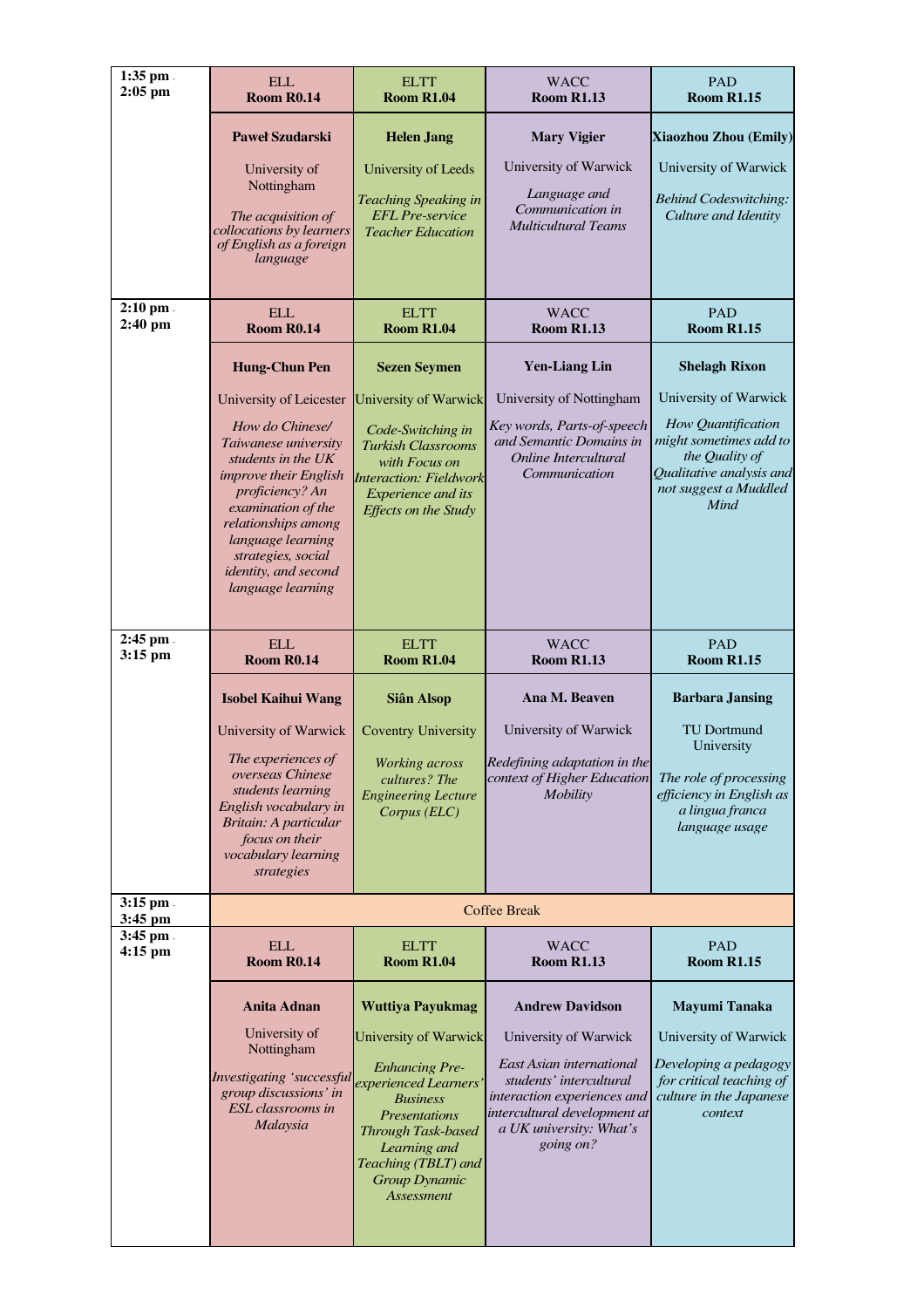| | ELL<br>**Room R0.14** | ELTT<br>**Room R1.04** | WACC<br>**Room R1.13** | PAD<br>**Room R1.15** |
|---|---|---|---|---|
| **1:35 pm - 2:05 pm** | **Paweł Szudarski**<br>University of Nottingham<br>*The acquisition of collocations by learners of English as a foreign language* | **Helen Jang**<br>University of Leeds<br>*Teaching Speaking in EFL Pre-service Teacher Education* | **Mary Vigier**<br>University of Warwick<br>*Language and Communication in Multicultural Teams* | **Xiaozhou Zhou (Emily)**<br>University of Warwick<br>*Behind Codeswitching: Culture and Identity* |
| **2:10 pm - 2:40 pm** | ELL **Room R0.14**<br>**Hung-Chun Pen**<br>University of Leicester<br>*How do Chinese/ Taiwanese university students in the UK improve their English proficiency? An examination of the relationships among language learning strategies, social identity, and second language learning* | ELTT **Room R1.04**<br>**Sezen Seymen**<br>University of Warwick<br>*Code-Switching in Turkish Classrooms with Focus on Interaction: Fieldwork Experience and its Effects on the Study* | WACC **Room R1.13**<br>**Yen-Liang Lin**<br>University of Nottingham<br>*Key words, Parts-of-speech and Semantic Domains in Online Intercultural Communication* | PAD **Room R1.15**<br>**Shelagh Rixon**<br>University of Warwick<br>*How Quantification might sometimes add to the Quality of Qualitative analysis and not suggest a Muddled Mind* |
| **2:45 pm - 3:15 pm** | ELL **Room R0.14**<br>**Isobel Kaihui Wang**<br>University of Warwick<br>*The experiences of overseas Chinese students learning English vocabulary in Britain: A particular focus on their vocabulary learning strategies* | ELTT **Room R1.04**<br>**Siân Alsop**<br>Coventry University<br>*Working across cultures? The Engineering Lecture Corpus (ELC)* | WACC **Room R1.13**<br>**Ana M. Beaven**<br>University of Warwick<br>*Redefining adaptation in the context of Higher Education Mobility* | PAD **Room R1.15**<br>**Barbara Jansing**<br>TU Dortmund University<br>*The role of processing efficiency in English as a lingua franca language usage* |
| **3:15 pm - 3:45 pm** | Coffee Break | | | |
| **3:45 pm - 4:15 pm** | ELL **Room R0.14**<br>**Anita Adnan**<br>University of Nottingham<br>*Investigating 'successful group discussions' in ESL classrooms in Malaysia* | ELTT **Room R1.04**<br>**Wuttiya Payukmag**<br>University of Warwick<br>*Enhancing Pre-experienced Learners' Business Presentations Through Task-based Learning and Teaching (TBLT) and Group Dynamic Assessment* | WACC **Room R1.13**<br>**Andrew Davidson**<br>University of Warwick<br>*East Asian international students' intercultural interaction experiences and intercultural development at a UK university: What's going on?* | PAD **Room R1.15**<br>**Mayumi Tanaka**<br>University of Warwick<br>*Developing a pedagogy for critical teaching of culture in the Japanese context* |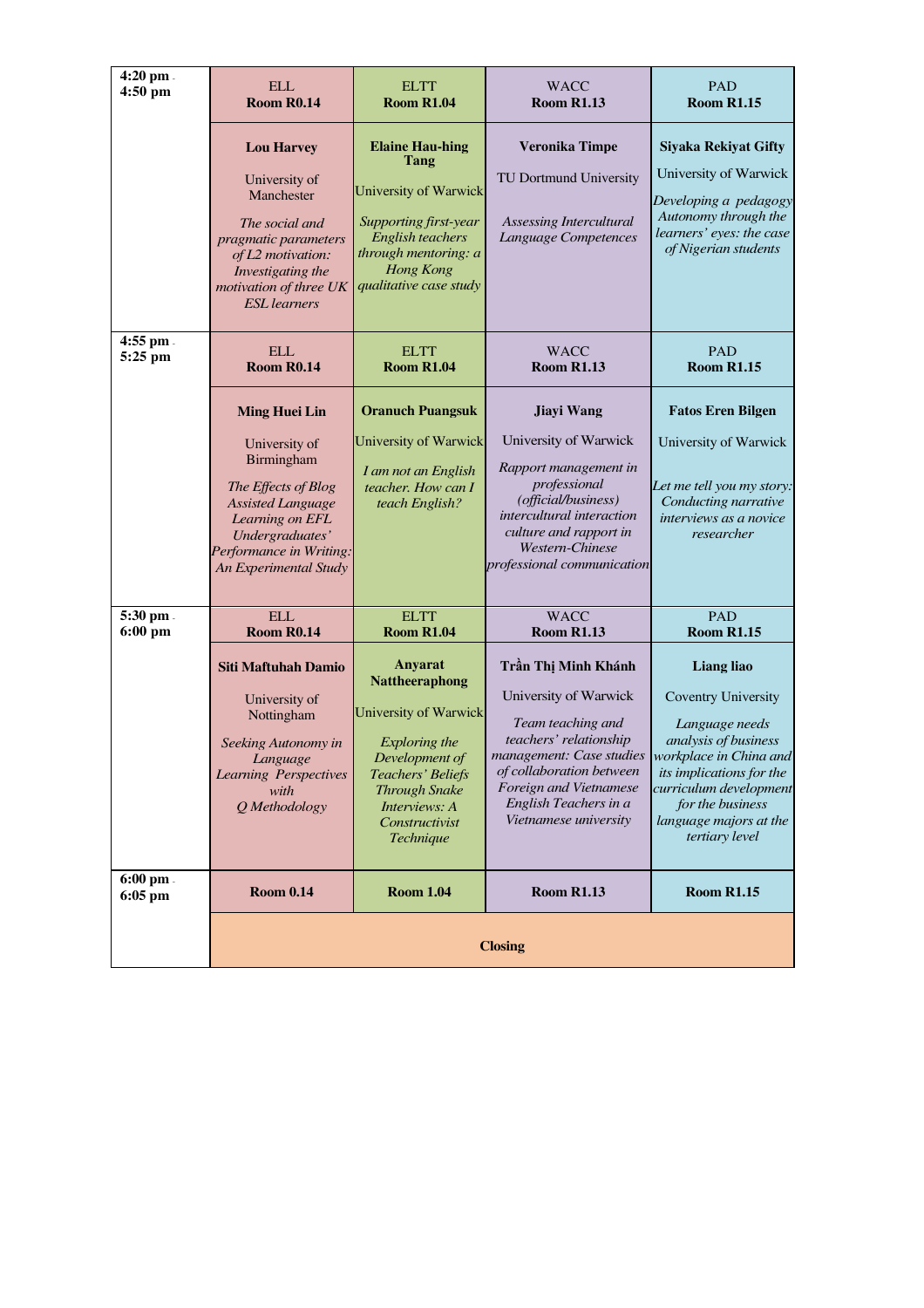| | | | | |
|---|---|---|---|---|
| **4:20 pm - 4:50 pm** | ELL **Room R0.14** | ELTT **Room R1.04** | WACC **Room R1.13** | PAD **Room R1.15** |
| | **Lou Harvey**<br>University of Manchester<br>*The social and pragmatic parameters of L2 motivation: Investigating the motivation of three UK ESL learners* | **Elaine Hau-hing Tang**<br>University of Warwick<br>*Supporting first-year English teachers through mentoring: a Hong Kong qualitative case study* | **Veronika Timpe**<br>TU Dortmund University<br>*Assessing Intercultural Language Competences* | **Siyaka Rekiyat Gifty**<br>University of Warwick<br>*Developing a pedagogy Autonomy through the learners' eyes: the case of Nigerian students* |
| **4:55 pm - 5:25 pm** | ELL **Room R0.14** | ELTT **Room R1.04** | WACC **Room R1.13** | PAD **Room R1.15** |
| | **Ming Huei Lin**<br>University of Birmingham<br>*The Effects of Blog Assisted Language Learning on EFL Undergraduates' Performance in Writing: An Experimental Study* | **Oranuch Puangsuk**<br>University of Warwick<br>*I am not an English teacher. How can I teach English?* | **Jiayi Wang**<br>University of Warwick<br>*Rapport management in professional (official/business) intercultural interaction culture and rapport in Western-Chinese professional communication* | **Fatos Eren Bilgen**<br>University of Warwick<br>*Let me tell you my story: Conducting narrative interviews as a novice researcher* |
| **5:30 pm - 6:00 pm** | ELL **Room R0.14** | ELTT **Room R1.04** | WACC **Room R1.13** | PAD **Room R1.15** |
| | **Siti Maftuhah Damio**<br>University of Nottingham<br>*Seeking Autonomy in Language Learning Perspectives with Q Methodology* | **Anyarat Nattheeraphong**<br>University of Warwick<br>*Exploring the Development of Teachers' Beliefs Through Snake Interviews: A Constructivist Technique* | **Trần Thị Minh Khánh**<br>University of Warwick<br>*Team teaching and teachers' relationship management: Case studies of collaboration between Foreign and Vietnamese English Teachers in a Vietnamese university* | **Liang liao**<br>Coventry University<br>*Language needs analysis of business workplace in China and its implications for the curriculum development for the business language majors at the tertiary level* |
| **6:00 pm - 6:05 pm** | **Room 0.14** | **Room 1.04** | **Room R1.13** | **Room R1.15** |
| | **Closing** | | | |